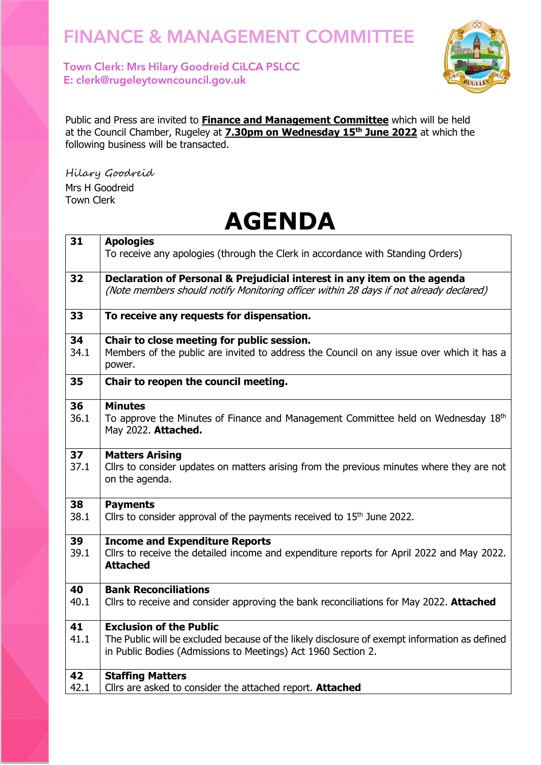# FINANCE & MANAGEMENT COMMITTEE

**Town Clerk: Mrs Hilary Goodreid CiLCA PSLCC**
**E: clerk@rugeleytowncouncil.gov.uk**

Public and Press are invited to **Finance and Management Committee** which will be held at the Council Chamber, Rugeley at **7.30pm on Wednesday 15th June 2022** at which the following business will be transacted.

*Hilary Goodreid*
Mrs H Goodreid
Town Clerk

# AGENDA

| | |
|---|---|
| **31** | **Apologies**<br>To receive any apologies (through the Clerk in accordance with Standing Orders) |
| **32** | **Declaration of Personal & Prejudicial interest in any item on the agenda**<br>*(Note members should notify Monitoring officer within 28 days if not already declared)* |
| **33** | **To receive any requests for dispensation.** |
| **34**<br>34.1 | **Chair to close meeting for public session.**<br>Members of the public are invited to address the Council on any issue over which it has a power. |
| **35** | **Chair to reopen the council meeting.** |
| **36**<br>36.1 | **Minutes**<br>To approve the Minutes of Finance and Management Committee held on Wednesday 18th May 2022. **Attached.** |
| **37**<br>37.1 | **Matters Arising**<br>Cllrs to consider updates on matters arising from the previous minutes where they are not on the agenda. |
| **38**<br>38.1 | **Payments**<br>Cllrs to consider approval of the payments received to 15th June 2022. |
| **39**<br>39.1 | **Income and Expenditure Reports**<br>Cllrs to receive the detailed income and expenditure reports for April 2022 and May 2022. **Attached** |
| **40**<br>40.1 | **Bank Reconciliations**<br>Cllrs to receive and consider approving the bank reconciliations for May 2022. **Attached** |
| **41**<br>41.1 | **Exclusion of the Public**<br>The Public will be excluded because of the likely disclosure of exempt information as defined in Public Bodies (Admissions to Meetings) Act 1960 Section 2. |
| **42**<br>42.1 | **Staffing Matters**<br>Cllrs are asked to consider the attached report. **Attached** |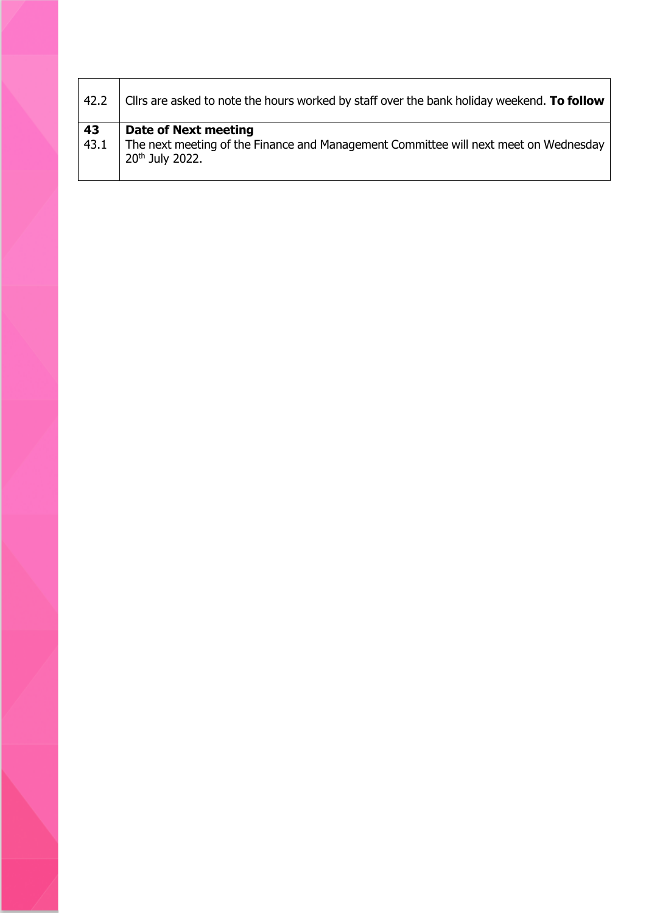| | |
|---|---|
| 42.2 | Cllrs are asked to note the hours worked by staff over the bank holiday weekend. **To follow** |
| **43**<br>43.1 | **Date of Next meeting**<br>The next meeting of the Finance and Management Committee will next meet on Wednesday 20th July 2022. |